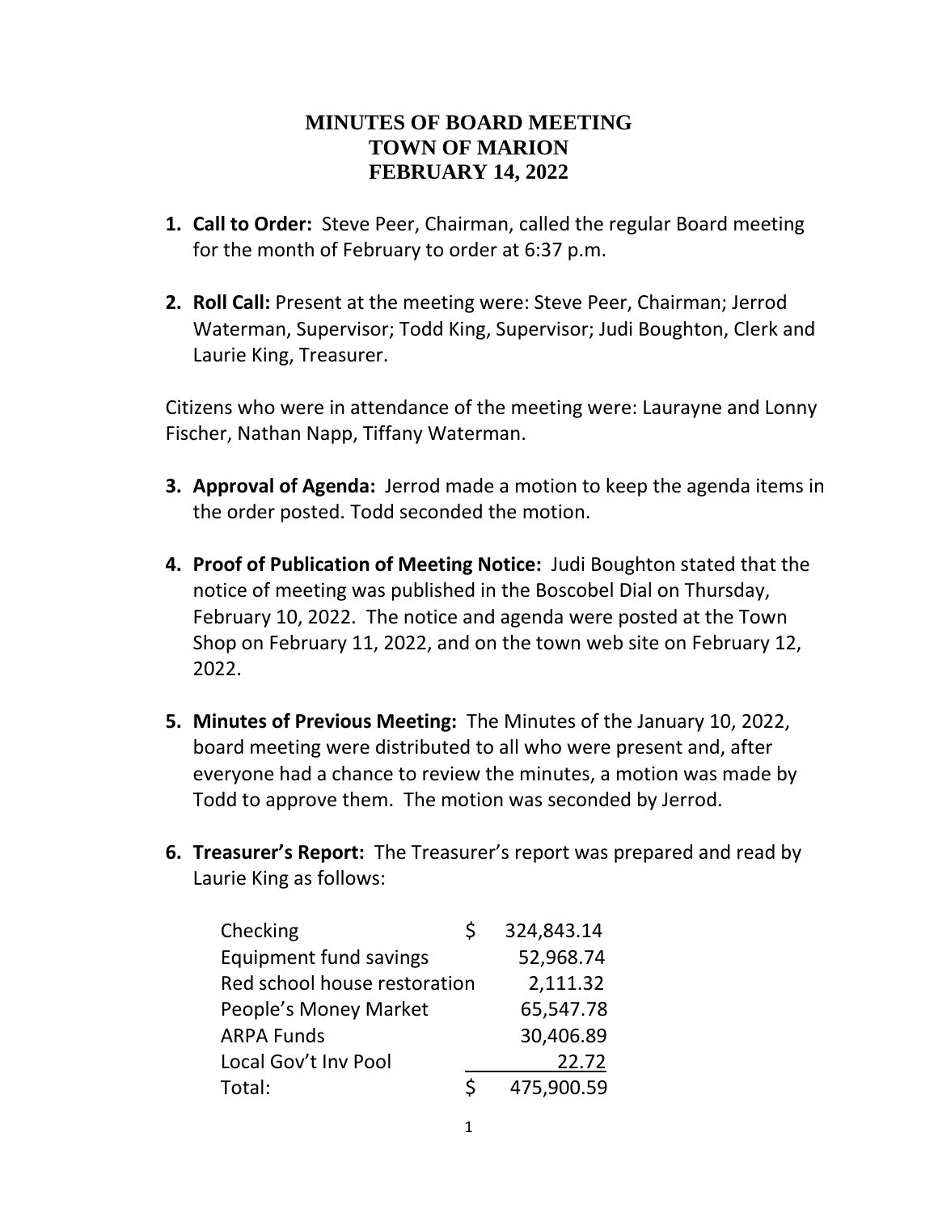# MINUTES OF BOARD MEETING
# TOWN OF MARION
# FEBRUARY 14, 2022

1. **Call to Order:** Steve Peer, Chairman, called the regular Board meeting for the month of February to order at 6:37 p.m.

2. **Roll Call:** Present at the meeting were: Steve Peer, Chairman; Jerrod Waterman, Supervisor; Todd King, Supervisor; Judi Boughton, Clerk and Laurie King, Treasurer.

Citizens who were in attendance of the meeting were: Laurayne and Lonny Fischer, Nathan Napp, Tiffany Waterman.

3. **Approval of Agenda:** Jerrod made a motion to keep the agenda items in the order posted. Todd seconded the motion.

4. **Proof of Publication of Meeting Notice:** Judi Boughton stated that the notice of meeting was published in the Boscobel Dial on Thursday, February 10, 2022. The notice and agenda were posted at the Town Shop on February 11, 2022, and on the town web site on February 12, 2022.

5. **Minutes of Previous Meeting:** The Minutes of the January 10, 2022, board meeting were distributed to all who were present and, after everyone had a chance to review the minutes, a motion was made by Todd to approve them. The motion was seconded by Jerrod.

6. **Treasurer's Report:** The Treasurer's report was prepared and read by Laurie King as follows:

| | |
|---|---|
| Checking | $ 324,843.14 |
| Equipment fund savings | 52,968.74 |
| Red school house restoration | 2,111.32 |
| People's Money Market | 65,547.78 |
| ARPA Funds | 30,406.89 |
| Local Gov't Inv Pool | 22.72 |
| Total: | $ 475,900.59 |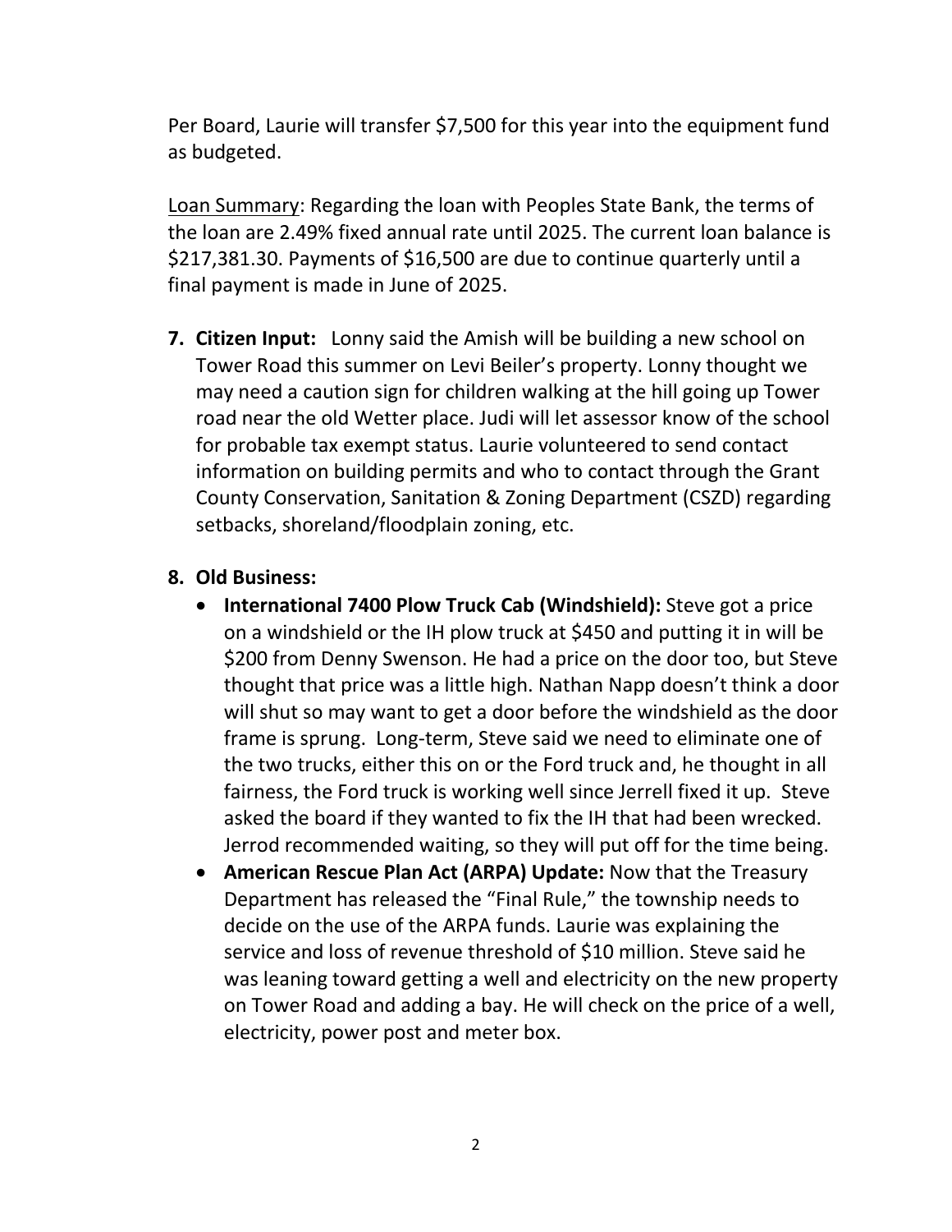Per Board, Laurie will transfer $7,500 for this year into the equipment fund as budgeted.

<u>Loan Summary</u>: Regarding the loan with Peoples State Bank, the terms of the loan are 2.49% fixed annual rate until 2025. The current loan balance is $217,381.30. Payments of $16,500 are due to continue quarterly until a final payment is made in June of 2025.

7. **Citizen Input:** Lonny said the Amish will be building a new school on Tower Road this summer on Levi Beiler's property. Lonny thought we may need a caution sign for children walking at the hill going up Tower road near the old Wetter place. Judi will let assessor know of the school for probable tax exempt status. Laurie volunteered to send contact information on building permits and who to contact through the Grant County Conservation, Sanitation & Zoning Department (CSZD) regarding setbacks, shoreland/floodplain zoning, etc.

8. **Old Business:**
   - **International 7400 Plow Truck Cab (Windshield):** Steve got a price on a windshield or the IH plow truck at $450 and putting it in will be $200 from Denny Swenson. He had a price on the door too, but Steve thought that price was a little high. Nathan Napp doesn't think a door will shut so may want to get a door before the windshield as the door frame is sprung. Long-term, Steve said we need to eliminate one of the two trucks, either this on or the Ford truck and, he thought in all fairness, the Ford truck is working well since Jerrell fixed it up. Steve asked the board if they wanted to fix the IH that had been wrecked. Jerrod recommended waiting, so they will put off for the time being.
   - **American Rescue Plan Act (ARPA) Update:** Now that the Treasury Department has released the "Final Rule," the township needs to decide on the use of the ARPA funds. Laurie was explaining the service and loss of revenue threshold of $10 million. Steve said he was leaning toward getting a well and electricity on the new property on Tower Road and adding a bay. He will check on the price of a well, electricity, power post and meter box.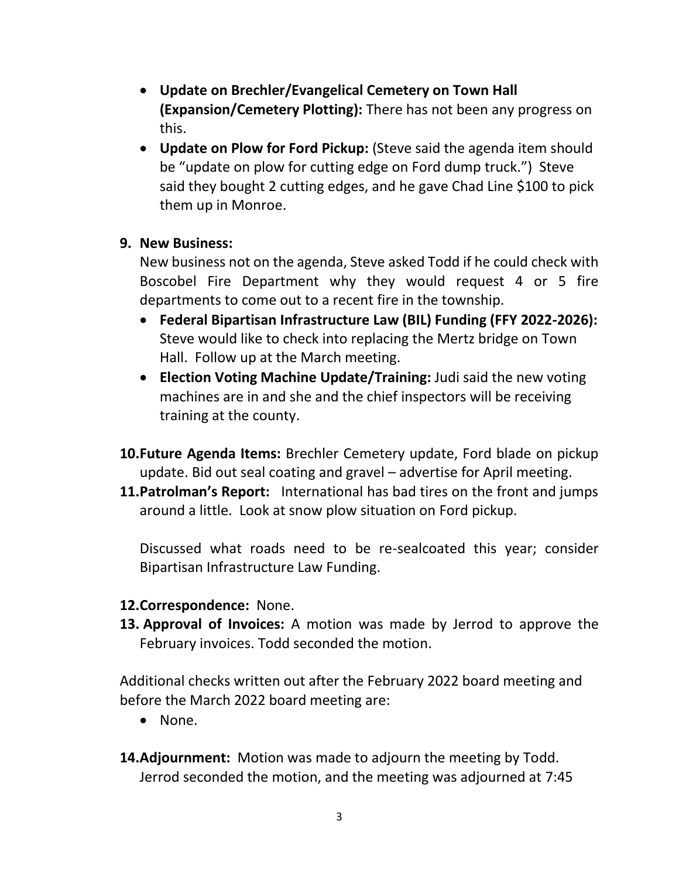- **Update on Brechler/Evangelical Cemetery on Town Hall (Expansion/Cemetery Plotting):** There has not been any progress on this.
- **Update on Plow for Ford Pickup:** (Steve said the agenda item should be "update on plow for cutting edge on Ford dump truck.") Steve said they bought 2 cutting edges, and he gave Chad Line $100 to pick them up in Monroe.

9. **New Business:**

   New business not on the agenda, Steve asked Todd if he could check with Boscobel Fire Department why they would request 4 or 5 fire departments to come out to a recent fire in the township.

   - **Federal Bipartisan Infrastructure Law (BIL) Funding (FFY 2022-2026):** Steve would like to check into replacing the Mertz bridge on Town Hall. Follow up at the March meeting.
   - **Election Voting Machine Update/Training:** Judi said the new voting machines are in and she and the chief inspectors will be receiving training at the county.

10. **Future Agenda Items:** Brechler Cemetery update, Ford blade on pickup update. Bid out seal coating and gravel – advertise for April meeting.
11. **Patrolman's Report:** International has bad tires on the front and jumps around a little. Look at snow plow situation on Ford pickup.

    Discussed what roads need to be re-sealcoated this year; consider Bipartisan Infrastructure Law Funding.

12. **Correspondence:** None.
13. **Approval of Invoices:** A motion was made by Jerrod to approve the February invoices. Todd seconded the motion.

Additional checks written out after the February 2022 board meeting and before the March 2022 board meeting are:

- None.

14. **Adjournment:** Motion was made to adjourn the meeting by Todd. Jerrod seconded the motion, and the meeting was adjourned at 7:45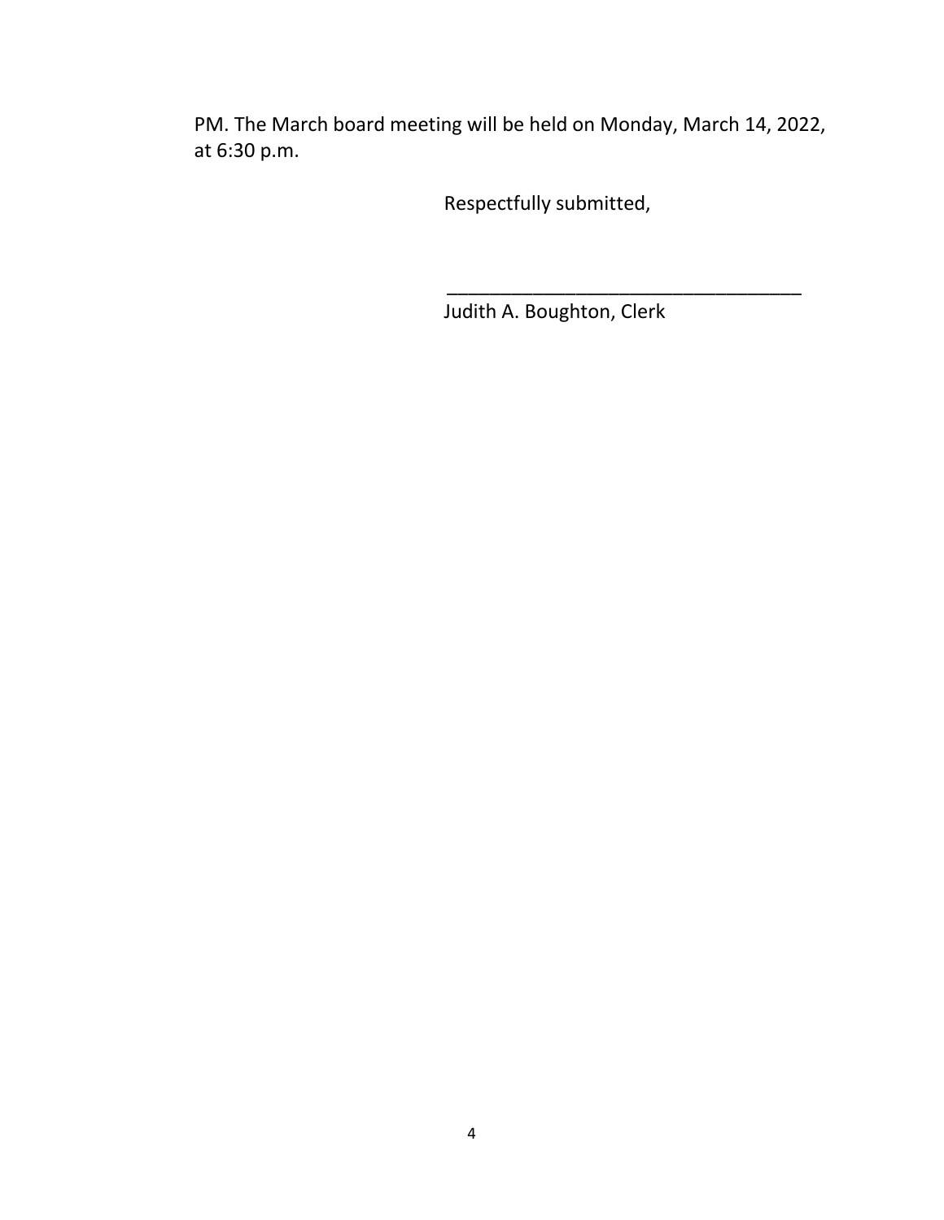PM. The March board meeting will be held on Monday, March 14, 2022, at 6:30 p.m.

Respectfully submitted,

\_\_\_\_\_\_\_\_\_\_\_\_\_\_\_\_\_\_\_\_\_\_\_\_\_\_\_\_\_\_\_\_\_\_

Judith A. Boughton, Clerk